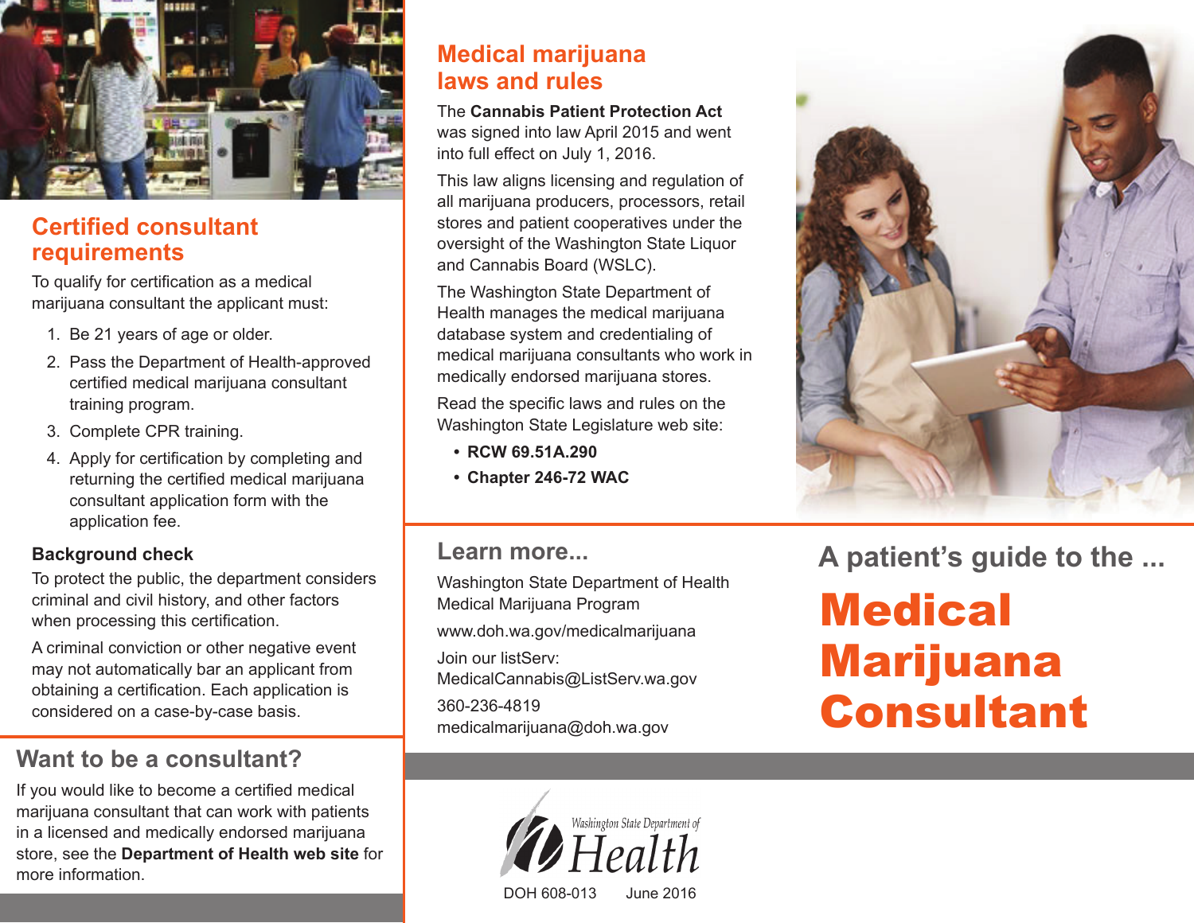# A patient's guide to the ...

# Medical Marijuana Consultant

## Certified consultant requirements

To qualify for certification as a medical marijuana consultant the applicant must:

1. Be 21 years of age or older.
2. Pass the Department of Health-approved certified medical marijuana consultant training program.
3. Complete CPR training.
4. Apply for certification by completing and returning the certified medical marijuana consultant application form with the application fee.

### Background check

To protect the public, the department considers criminal and civil history, and other factors when processing this certification.

A criminal conviction or other negative event may not automatically bar an applicant from obtaining a certification. Each application is considered on a case-by-case basis.

## Want to be a consultant?

If you would like to become a certified medical marijuana consultant that can work with patients in a licensed and medically endorsed marijuana store, see the **Department of Health web site** for more information.

## Medical marijuana laws and rules

The **Cannabis Patient Protection Act** was signed into law April 2015 and went into full effect on July 1, 2016.

This law aligns licensing and regulation of all marijuana producers, processors, retail stores and patient cooperatives under the oversight of the Washington State Liquor and Cannabis Board (WSLC).

The Washington State Department of Health manages the medical marijuana database system and credentialing of medical marijuana consultants who work in medically endorsed marijuana stores.

Read the specific laws and rules on the Washington State Legislature web site:

- **RCW 69.51A.290**
- **Chapter 246-72 WAC**

## Learn more...

Washington State Department of Health
Medical Marijuana Program

www.doh.wa.gov/medicalmarijuana

Join our listServ:
MedicalCannabis@ListServ.wa.gov

360-236-4819
medicalmarijuana@doh.wa.gov

Washington State Department of Health

DOH 608-013 June 2016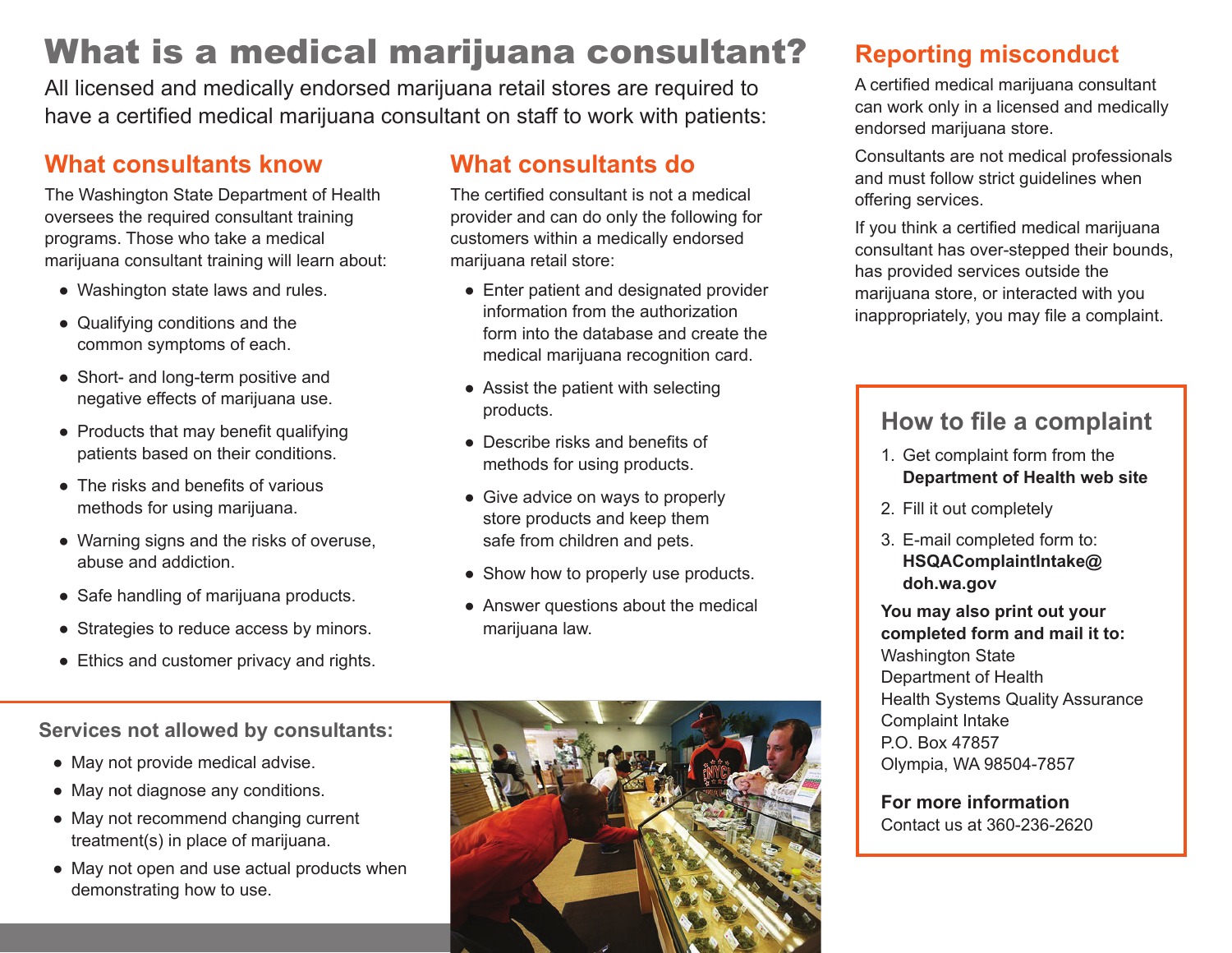# What is a medical marijuana consultant?

All licensed and medically endorsed marijuana retail stores are required to have a certified medical marijuana consultant on staff to work with patients:

## What consultants know

The Washington State Department of Health oversees the required consultant training programs. Those who take a medical marijuana consultant training will learn about:

- Washington state laws and rules.
- Qualifying conditions and the common symptoms of each.
- Short- and long-term positive and negative effects of marijuana use.
- Products that may benefit qualifying patients based on their conditions.
- The risks and benefits of various methods for using marijuana.
- Warning signs and the risks of overuse, abuse and addiction.
- Safe handling of marijuana products.
- Strategies to reduce access by minors.
- Ethics and customer privacy and rights.

## What consultants do

The certified consultant is not a medical provider and can do only the following for customers within a medically endorsed marijuana retail store:

- Enter patient and designated provider information from the authorization form into the database and create the medical marijuana recognition card.
- Assist the patient with selecting products.
- Describe risks and benefits of methods for using products.
- Give advice on ways to properly store products and keep them safe from children and pets.
- Show how to properly use products.
- Answer questions about the medical marijuana law.

### Services not allowed by consultants:

- May not provide medical advise.
- May not diagnose any conditions.
- May not recommend changing current treatment(s) in place of marijuana.
- May not open and use actual products when demonstrating how to use.

## Reporting misconduct

A certified medical marijuana consultant can work only in a licensed and medically endorsed marijuana store.

Consultants are not medical professionals and must follow strict guidelines when offering services.

If you think a certified medical marijuana consultant has over-stepped their bounds, has provided services outside the marijuana store, or interacted with you inappropriately, you may file a complaint.

### How to file a complaint

1. Get complaint form from the **Department of Health web site**
2. Fill it out completely
3. E-mail completed form to: **HSQAComplaintIntake@doh.wa.gov**

**You may also print out your completed form and mail it to:**
Washington State
Department of Health
Health Systems Quality Assurance
Complaint Intake
P.O. Box 47857
Olympia, WA 98504-7857

**For more information**
Contact us at 360-236-2620